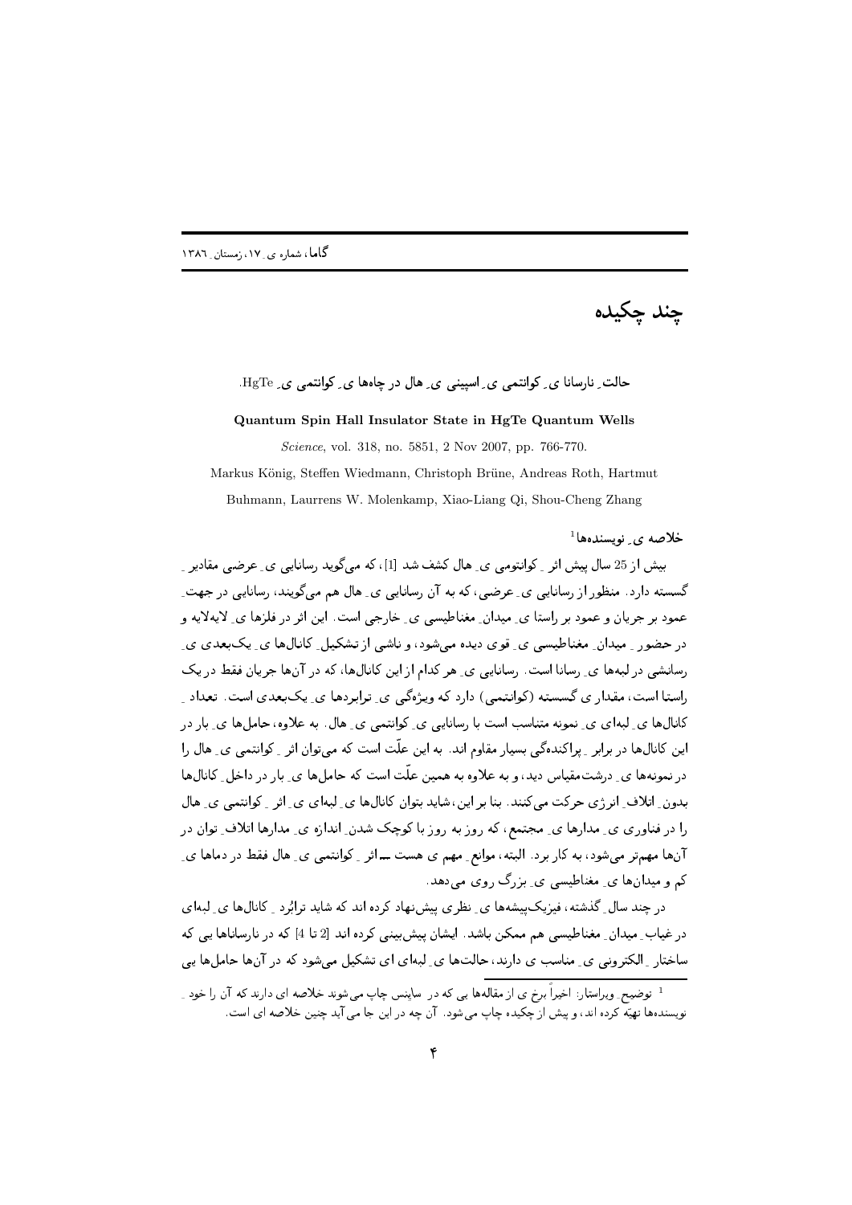# چند چکیده

حالتِ نارسانا یِ کوانتمی یِ اسپینی یِ هال در چاه‌ها یِ کوانتمی یِ HgTe.

**Quantum Spin Hall Insulator State in HgTe Quantum Wells**

*Science*, vol. 318, no. 5851, 2 Nov 2007, pp. 766-770.

Markus König, Steffen Wiedmann, Christoph Brüne, Andreas Roth, Hartmut Buhmann, Laurrens W. Molenkamp, Xiao-Liang Qi, Shou-Cheng Zhang

### خلاصه یِ نویسنده‌ها[1]

بیش از 25 سال پیش اثر ِ کوانتومی یِ هال کشف شد [1]، که می‌گوید رسانایی یِ عرضی مقادیرِ گسسته دارد. منظور از رسانایی یِ عرضی، که به آن رسانایی یِ هال هم می‌گویند، رسانایی در جهتِ عمود بر جریان و عمود بر راستا یِ میدانِ مغناطیسی یِ خارجی است. این اثر در فلزها یِ لایه‌لایه و در حضور ِ میدانِ مغناطیسی یِ قوی دیده می‌شود، و ناشی از تشکیلِ کانال‌ها یِ یک‌بعدی یِ رسانشی در لبه‌ها یِ رسانا است. رسانایی یِ هر کدام از این کانال‌ها، که در آن‌ها جریان فقط در یک راستا است، مقدار ی گسسته (کوانتمی) دارد که ویژه‌گی یِ ترابردها یِ یک‌بعدی است. تعداد ِ کانال‌ها یِ لبه‌ای یِ نمونه متناسب است با رسانایی یِ کوانتمی یِ هال. به علاوه، حامل‌ها یِ بار در این کانال‌ها در برابر ِ پراکنده‌گی بسیار مقاوم اند. به این علّت است که می‌توان اثر ِ کوانتمی یِ هال را در نمونه‌ها یِ درشت‌مقیاس دید، و به علاوه به همین علّت است که حامل‌ها یِ بار در داخلِ کانال‌ها بدونِ اتلافِ انرژی حرکت می‌کنند. بنا بر این، شاید بتوان کانال‌ها یِ لبه‌ای یِ اثر ِ کوانتمی یِ هال را در فناوری یِ مدارها یِ مجتمع، که روز به روز با کوچک شدنِ اندازه یِ مدارها اتلافِ توان در آن‌ها مهم‌تر می‌شود، به کار برد. البته، موانعِ مهم ی هست ــ اثر ِ کوانتمی یِ هال فقط در دماها یِ کم و میدان‌ها یِ مغناطیسی یِ بزرگ روی می‌دهد.

در چند سال ِ گذشته، فیزیک‌پیشه‌ها یِ نظری پیش‌نهاد کرده اند که شاید ترابُرد ِ کانال‌ها یِ لبه‌ای در غیابِ میدانِ مغناطیسی هم ممکن باشد. ایشان پیش‌بینی کرده اند [2 تا 4] که در نارساناها یی که ساختار ِ الکترونی یِ مناسب ی دارند، حالت‌ها یِ لبه‌ای ای تشکیل می‌شود که در آن‌ها حامل‌ها یی که

---

[1] توضیحِ ویراستار: اخیراً برخ ی از مقاله‌ها یی که در ساینس چاپ می‌شوند خلاصه ای دارند که آن را خودِ نویسنده‌ها تهیّه کرده اند، و پیش از چکیده چاپ می‌شود. آن چه در این جا می‌آید چنین خلاصه ای است.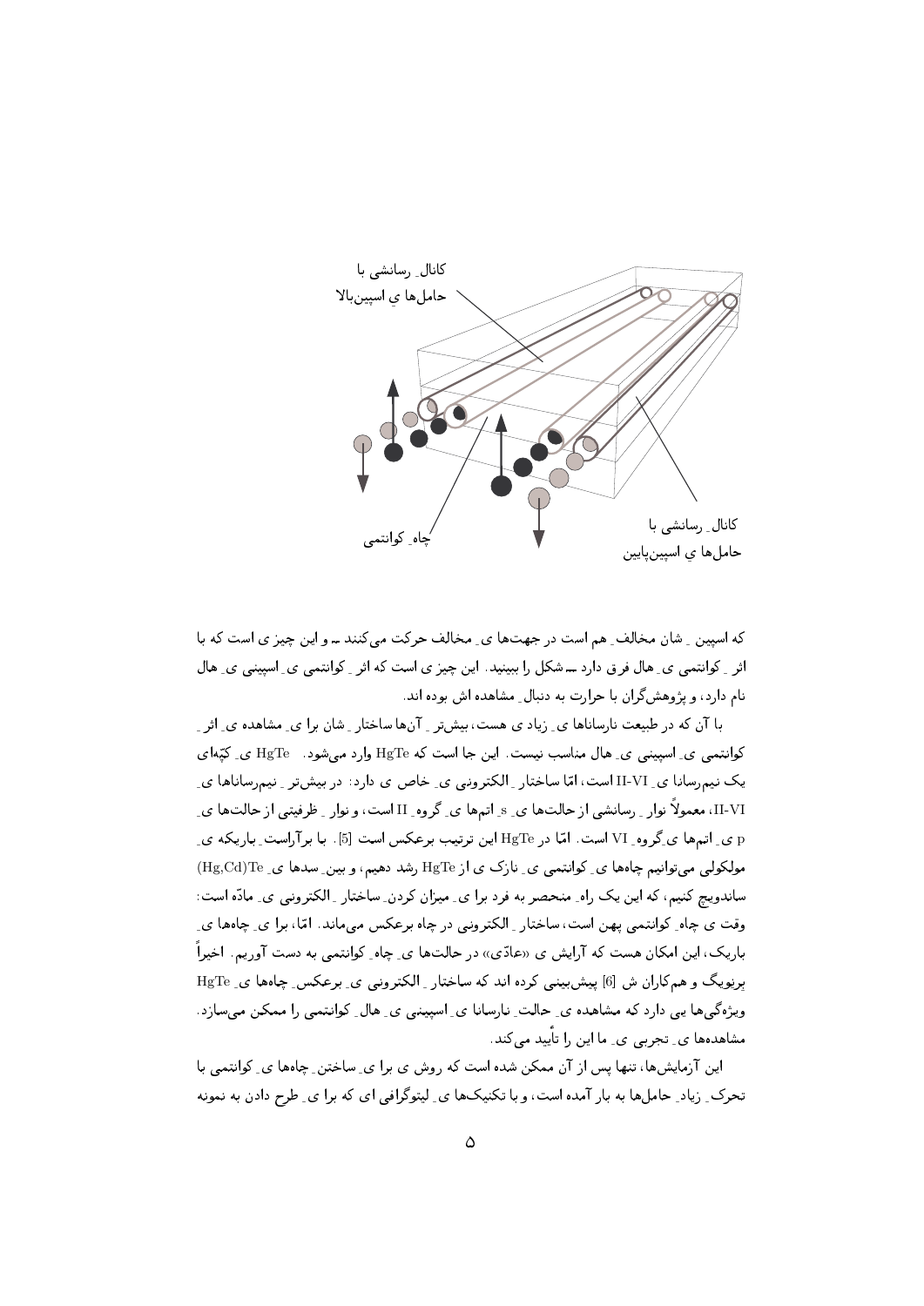کانال ـ رسانشی با
حامل‌ها ی اسپین‌بالا

چاه ـ کوانتمی

کانال ـ رسانشی با
حامل‌ها ی اسپین‌پایین

که اسپین ـ شان مخالف ـ هم است در جهت‌ها ی ـ مخالف حرکت می‌کنند ـــ و این چیز ی است که با اثر ـ کوانتمی ی ـ هال فرق دارد ـــ شکل را ببینید. این چیز ی است که اثر ـ کوانتمی ی ـ اسپینی ی ـ هال نام دارد، و پژوهش‌گران با حرارت به دنبال ـ مشاهده اش بوده اند.

با آن که در طبیعت نارساناها ی ـ زیاد ی هست، بیش‌تر ـ آن‌ها ساختار ـ شان برا ی ـ مشاهده ی ـ اثر ـ کوانتمی ی ـ اسپینی ی ـ هال مناسب نیست. این جا است که HgTe وارد می‌شود. HgTe ی ـ کپّه‌ای یک نیم‌رسانا ی ـ II-VI است، امّا ساختار ـ الکترونی ی ـ خاص ی دارد: در بیش‌تر ـ نیم‌رساناها ی ـ II-VI، معمولاً نوار ـ رسانشی از حالت‌ها ی ـ s ـ اتم‌ها ی ـ گروه ـ II است، و نوار ـ ظرفیتی از حالت‌ها ی ـ p ی ـ اتم‌ها ی ـ گروه ـ VI است. امّا در HgTe این ترتیب برعکس است [5]. با برآراست ـ باریکه ی ـ مولکولی می‌توانیم چاه‌ها ی ـ کوانتمی ی ـ نازک ی از HgTe رشد دهیم، و بین ـ سدها ی ـ (Hg,Cd)Te ساندویچ کنیم، که این یک راه ـ منحصر به فرد برا ی ـ میزان کردن ـ ساختار ـ الکترونی ی ـ مادّه است: وقت ی چاه ـ کوانتمی پهن است، ساختار ـ الکترونی در چاه برعکس می‌ماند. امّا، برا ی ـ چاه‌ها ی ـ باریک، این امکان هست که آرایش ی «عادّی» در حالت‌ها ی ـ چاه ـ کوانتمی به دست آوریم. اخیراً برنویگ و هم‌کاران ش [6] پیش‌بینی کرده اند که ساختار ـ الکترونی ی ـ برعکس ـ چاه‌ها ی ـ HgTe ویژگی‌ها یی دارد که مشاهده ی ـ حالت ـ نارسانا ی ـ اسپینی ی ـ هال ـ کوانتمی را ممکن می‌سازد. مشاهده‌ها ی ـ تجربی ی ـ ما این را تأیید می‌کند.

این آزمایش‌ها، تنها پس از آن ممکن شده است که روش ی برا ی ـ ساختن ـ چاه‌ها ی ـ کوانتمی با تحرک ـ زیاد ـ حامل‌ها به بار آمده است، و با تکنیک‌ها ی ـ لیتوگرافی ای که برا ی ـ طرح دادن به نمونه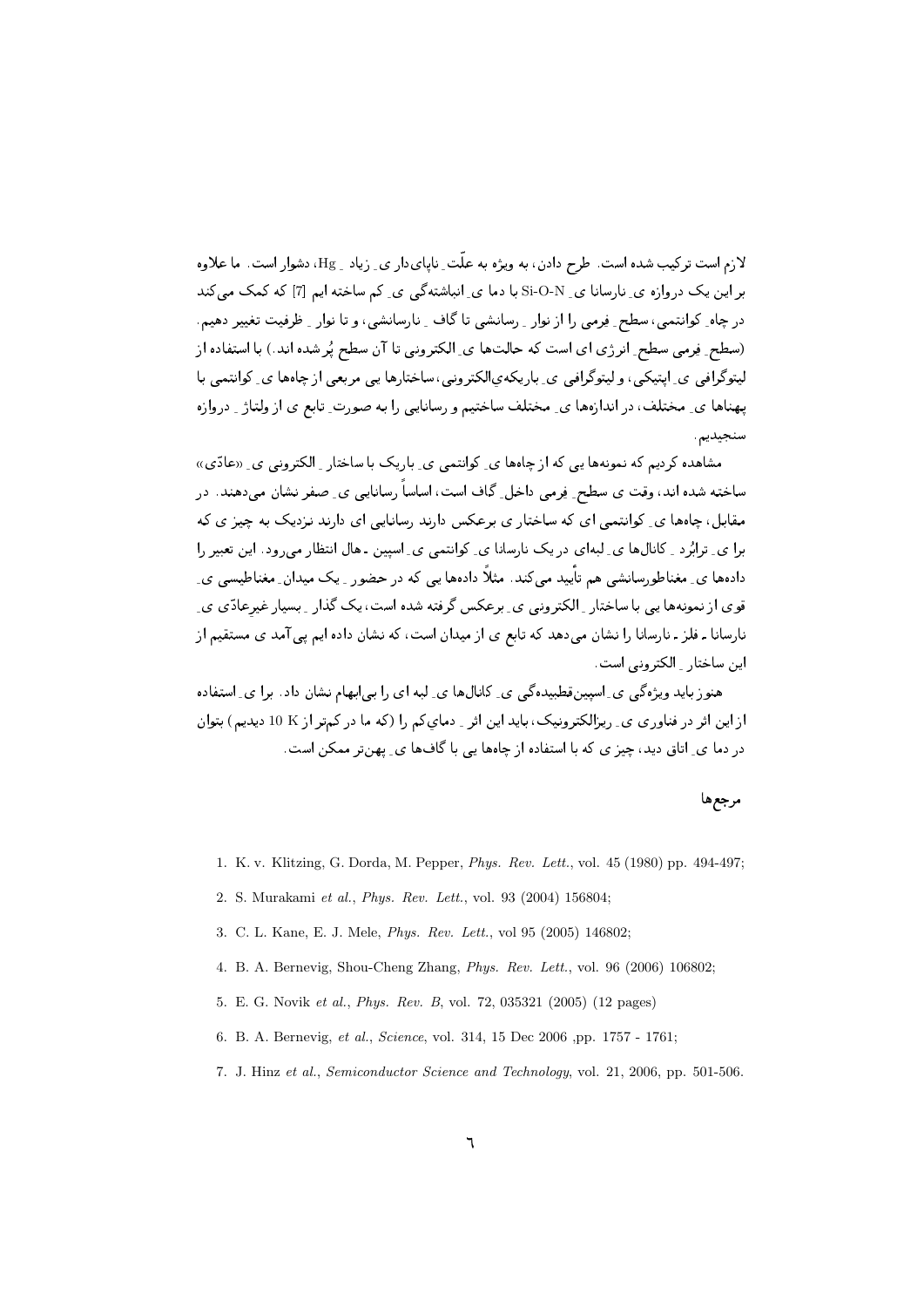لازم است ترکیب شده است. طرح دادن، به ویژه به علّت ِ ناپایداری ِ زیاد ِ Hg، دشوار است. ما علاوه بر این یک دروازه ی ِ نارسانا ی ِ Si-O-N با دما ی ِ انباشته‌گی ی ِ کم ساخته ایم [7] که کمک می‌کند در چاه ِ کوانتمی، سطح ِ فِرمی را از نوار ِ رسانشی تا گاف ِ نارسانشی، و تا نوار ِ ظرفیت تغییر دهیم. (سطح ِ فِرمی سطح ِ انرژی ای است که حالت‌ها ی ِ الکترونی تا آن سطح پُر شده اند.) با استفاده از لیتوگرافی ی ِ اپتیکی، و لیتوگرافی ی ِ باریکه‌ی‌الکترونی، ساختارها یی مربعی از چاه‌ها ی ِ کوانتمی با پهناها ی ِ مختلف، در اندازه‌ها ی ِ مختلف ساختیم و رسانایی را به صورت ِ تابع ی از ولتاژ ِ دروازه سنجیدیم.

مشاهده کردیم که نمونه‌ها یی که از چاه‌ها ی ِ کوانتمی ی ِ باریک با ساختار ِ الکترونی ی ِ «عادّی» ساخته شده اند، وقت ی سطح ِ فِرمی داخل ِ گاف است، اساساً رسانایی ی ِ صفر نشان می‌دهند. در مقابل، چاه‌ها ی ِ کوانتمی ای که ساختار ی برعکس دارند رسانایی ای دارند نزدیک به چیز ی که برا ی ِ ترابُرد ِ کانال‌ها ی ِ لبه‌ای در یک نارسانا ی ِ کوانتمی ی ِ اسپین ـ هال انتظار می‌رود. این تعبیر را داده‌ها ی ِ مغناطورسانشی هم تأیید می‌کند. مثلاً داده‌ها یی که در حضور ِ یک میدان ِ مغناطیسی ی ِ قوی از نمونه‌ها یی با ساختار ِ الکترونی ی ِ برعکس گرفته شده است، یک گذار ِ بسیار غیرعادّی ی ِ نارسانا ـ فلز ـ نارسانا را نشان می‌دهد که تابع ی از میدان است، که نشان داده ایم پی‌آمد ی مستقیم از این ساختار ِ الکترونی است.

هنوز باید ویژه‌گی ی ِ اسپین‌قطبیده‌گی ی ِ کانال‌ها ی ِ لبه ای را بی‌ابهام نشان داد. برا ی ِ استفاده از این اثر در فناوری ی ِ ریزالکترونیک، باید این اثر ِ دمای‌کم را (که ما در کم‌تر از 10 K دیدیم) بتوان در دما ی ِ اتاق دید، چیز ی که با استفاده از چاه‌ها یی با گاف‌ها ی ِ پهن‌تر ممکن است.

## مرجع‌ها

1. K. v. Klitzing, G. Dorda, M. Pepper, *Phys. Rev. Lett.*, vol. 45 (1980) pp. 494-497;
2. S. Murakami *et al.*, *Phys. Rev. Lett.*, vol. 93 (2004) 156804;
3. C. L. Kane, E. J. Mele, *Phys. Rev. Lett.*, vol 95 (2005) 146802;
4. B. A. Bernevig, Shou-Cheng Zhang, *Phys. Rev. Lett.*, vol. 96 (2006) 106802;
5. E. G. Novik *et al.*, *Phys. Rev. B*, vol. 72, 035321 (2005) (12 pages)
6. B. A. Bernevig, *et al.*, *Science*, vol. 314, 15 Dec 2006 ,pp. 1757 - 1761;
7. J. Hinz *et al.*, *Semiconductor Science and Technology*, vol. 21, 2006, pp. 501-506.